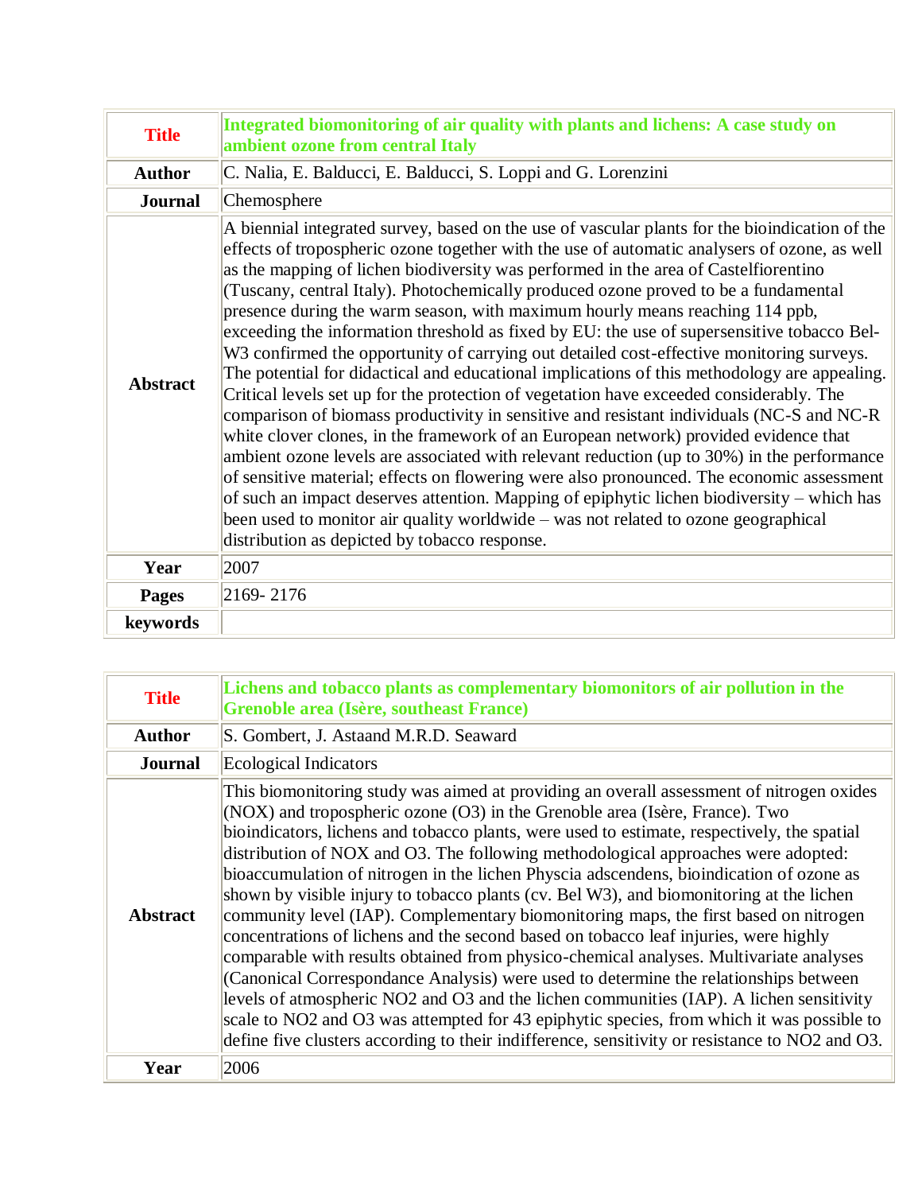| **Title** | **Integrated biomonitoring of air quality with plants and lichens: A case study on ambient ozone from central Italy** |
|---|---|
| **Author** | C. Nalia, E. Balducci, E. Balducci, S. Loppi and G. Lorenzini |
| **Journal** | Chemosphere |
| **Abstract** | A biennial integrated survey, based on the use of vascular plants for the bioindication of the effects of tropospheric ozone together with the use of automatic analysers of ozone, as well as the mapping of lichen biodiversity was performed in the area of Castelfiorentino (Tuscany, central Italy). Photochemically produced ozone proved to be a fundamental presence during the warm season, with maximum hourly means reaching 114 ppb, exceeding the information threshold as fixed by EU: the use of supersensitive tobacco Bel-W3 confirmed the opportunity of carrying out detailed cost-effective monitoring surveys. The potential for didactical and educational implications of this methodology are appealing. Critical levels set up for the protection of vegetation have exceeded considerably. The comparison of biomass productivity in sensitive and resistant individuals (NC-S and NC-R white clover clones, in the framework of an European network) provided evidence that ambient ozone levels are associated with relevant reduction (up to 30%) in the performance of sensitive material; effects on flowering were also pronounced. The economic assessment of such an impact deserves attention. Mapping of epiphytic lichen biodiversity – which has been used to monitor air quality worldwide – was not related to ozone geographical distribution as depicted by tobacco response. |
| **Year** | 2007 |
| **Pages** | 2169- 2176 |
| **keywords** | |

| **Title** | **Lichens and tobacco plants as complementary biomonitors of air pollution in the Grenoble area (Isère, southeast France)** |
|---|---|
| **Author** | S. Gombert, J. Astaand M.R.D. Seaward |
| **Journal** | Ecological Indicators |
| **Abstract** | This biomonitoring study was aimed at providing an overall assessment of nitrogen oxides (NOX) and tropospheric ozone (O3) in the Grenoble area (Isère, France). Two bioindicators, lichens and tobacco plants, were used to estimate, respectively, the spatial distribution of NOX and O3. The following methodological approaches were adopted: bioaccumulation of nitrogen in the lichen Physcia adscendens, bioindication of ozone as shown by visible injury to tobacco plants (cv. Bel W3), and biomonitoring at the lichen community level (IAP). Complementary biomonitoring maps, the first based on nitrogen concentrations of lichens and the second based on tobacco leaf injuries, were highly comparable with results obtained from physico-chemical analyses. Multivariate analyses (Canonical Correspondance Analysis) were used to determine the relationships between levels of atmospheric NO2 and O3 and the lichen communities (IAP). A lichen sensitivity scale to NO2 and O3 was attempted for 43 epiphytic species, from which it was possible to define five clusters according to their indifference, sensitivity or resistance to NO2 and O3. |
| **Year** | 2006 |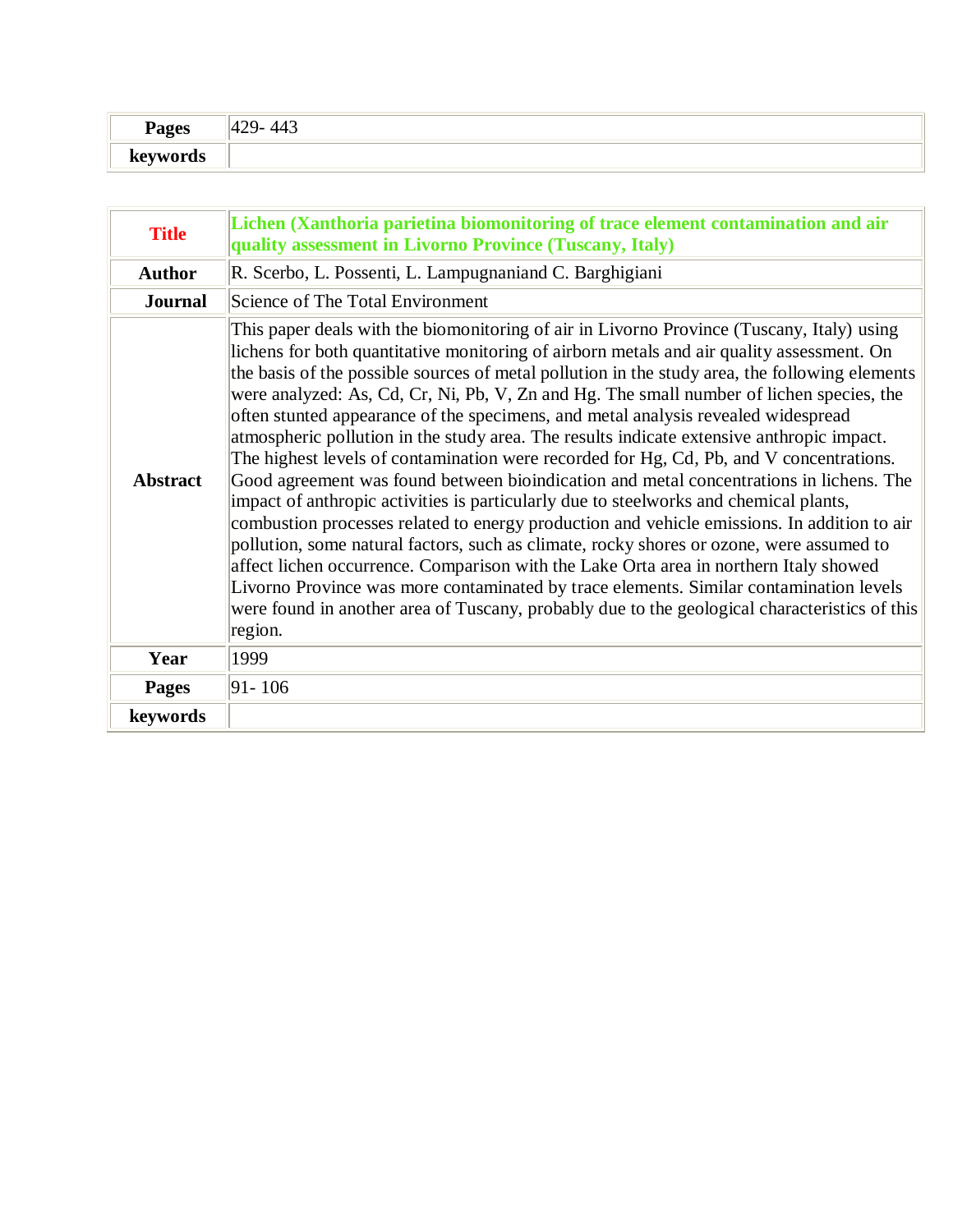| | |
|---|---|
| **Pages** | 429- 443 |
| **keywords** | |

| | |
|---|---|
| **Title** | **Lichen (Xanthoria parietina biomonitoring of trace element contamination and air quality assessment in Livorno Province (Tuscany, Italy)** |
| **Author** | R. Scerbo, L. Possenti, L. Lampugnaniand C. Barghigiani |
| **Journal** | Science of The Total Environment |
| **Abstract** | This paper deals with the biomonitoring of air in Livorno Province (Tuscany, Italy) using lichens for both quantitative monitoring of airborn metals and air quality assessment. On the basis of the possible sources of metal pollution in the study area, the following elements were analyzed: As, Cd, Cr, Ni, Pb, V, Zn and Hg. The small number of lichen species, the often stunted appearance of the specimens, and metal analysis revealed widespread atmospheric pollution in the study area. The results indicate extensive anthropic impact. The highest levels of contamination were recorded for Hg, Cd, Pb, and V concentrations. Good agreement was found between bioindication and metal concentrations in lichens. The impact of anthropic activities is particularly due to steelworks and chemical plants, combustion processes related to energy production and vehicle emissions. In addition to air pollution, some natural factors, such as climate, rocky shores or ozone, were assumed to affect lichen occurrence. Comparison with the Lake Orta area in northern Italy showed Livorno Province was more contaminated by trace elements. Similar contamination levels were found in another area of Tuscany, probably due to the geological characteristics of this region. |
| **Year** | 1999 |
| **Pages** | 91- 106 |
| **keywords** | |